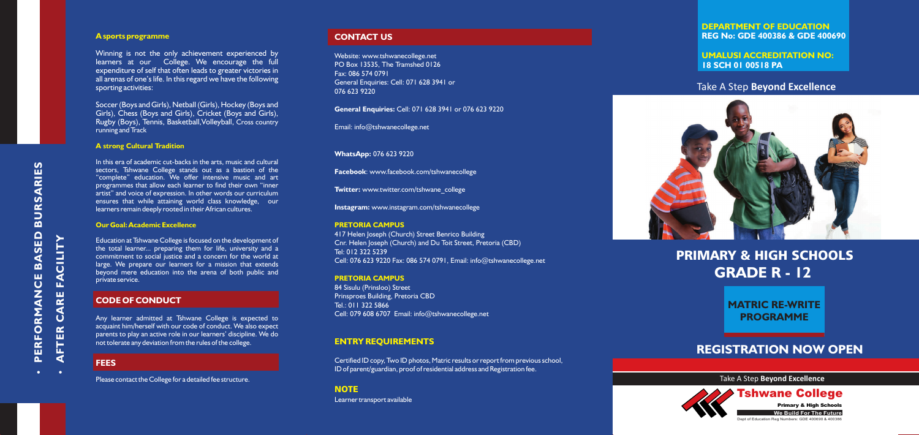- PERFORMANCE BASED BURSARIES
- AFTER CARE FACILITY

### A sports programme

Winning is not the only achievement experienced by learners at our College. We encourage the full expenditure of self that often leads to greater victories in all arenas of one's life. In this regard we have the following sporting activities:

Soccer (Boys and Girls), Netball (Girls), Hockey (Boys and Girls), Chess (Boys and Girls), Cricket (Boys and Girls), Rugby (Boys), Tennis, Basketball, Volleyball, Cross country running and Track

### A strong Cultural Tradition

In this era of academic cut-backs in the arts, music and cultural sectors, Tshwane College stands out as a bastion of the "complete" education. We offer intensive music and art programmes that allow each learner to find their own "inner artist" and voice of expression. In other words our curriculum ensures that while attaining world class knowledge, our learners remain deeply rooted in their African cultures.

### Our Goal: Academic Excellence

Education at Tshwane College is focused on the development of the total learner... preparing them for life, university and a commitment to social justice and a concern for the world at large. We prepare our learners for a mission that extends beyond mere education into the arena of both public and private service.

## CODE OF CONDUCT

Any learner admitted at Tshwane College is expected to acquaint him/herself with our code of conduct. We also expect parents to play an active role in our learners' discipline. We do not tolerate any deviation from the rules of the college.

## FEES

Please contact the College for a detailed fee structure.

## CONTACT US

Website: www.tshwanecollege.net
PO Box 13535, The Tramshed 0126
Fax: 086 574 0791
General Enquiries: Cell: 071 628 3941 or 076 623 9220

**General Enquiries:** Cell: 071 628 3941 or 076 623 9220

Email: info@tshwanecollege.net

**WhatsApp:** 076 623 9220

**Facebook**: www.facebook.com/tshwanecollege

**Twitter:** www.twitter.com/tshwane_college

**Instagram:** www.instagram.com/tshwanecollege

**PRETORIA CAMPUS**

417 Helen Joseph (Church) Street Benrico Building
Cnr. Helen Joseph (Church) and Du Toit Street, Pretoria (CBD)
Tel: 012 322 5239
Cell: 076 623 9220 Fax: 086 574 0791, Email: info@tshwanecollege.net

**PRETORIA CAMPUS**

84 Sisulu (Prinsloo) Street
Prinsproes Building, Pretoria CBD
Tel.: 011 322 5866
Cell: 079 608 6707 Email: info@tshwanecollege.net

## ENTRY REQUIREMENTS

Certified ID copy, Two ID photos, Matric results or report from previous school, ID of parent/guardian, proof of residential address and Registration fee.

**NOTE**

Learner transport available

**DEPARTMENT OF EDUCATION**
**REG No: GDE 400386 & GDE 400690**

**UMALUSI ACCREDITATION NO:**
**18 SCH 01 00518 PA**

Take A Step **Beyond Excellence**

# PRIMARY & HIGH SCHOOLS GRADE R - 12

## MATRIC RE-WRITE PROGRAMME

# REGISTRATION NOW OPEN

Take A Step **Beyond Excellence**

**Tshwane College**
Primary & High Schools
We Build For The Future
Dept of Education Reg Numbers: GDE 400690 & 400386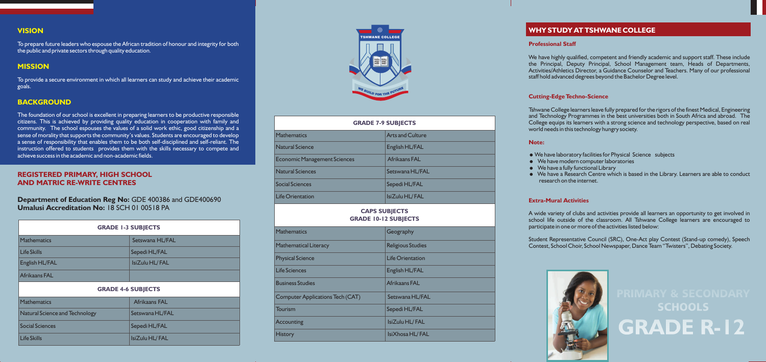## VISION

To prepare future leaders who espouse the African tradition of honour and integrity for both the public and private sectors through quality education.

## MISSION

To provide a secure environment in which all learners can study and achieve their academic goals.

## BACKGROUND

The foundation of our school is excellent in preparing learners to be productive responsible citizens. This is achieved by providing quality education in cooperation with family and community. The school espouses the values of a solid work ethic, good citizenship and a sense of morality that supports the community's values. Students are encouraged to develop a sense of responsibility that enables them to be both self-disciplined and self-reliant. The instruction offered to students provides them with the skills necessary to compete and achieve success in the academic and non-academic fields.

## REGISTERED PRIMARY, HIGH SCHOOL AND MATRIC RE-WRITE CENTRES

**Department of Education Reg No:** GDE 400386 and GDE400690
**Umalusi Accreditation No:** 18 SCH 01 00518 PA

| GRADE 1-3 SUBJECTS | |
|---|---|
| Mathematics | Setswana HL/FAL |
| Life Skills | Sepedi HL/FAL |
| English HL/FAL | IsiZulu HL/ FAL |
| Afrikaans FAL | |

| GRADE 4-6 SUBJECTS | |
|---|---|
| Mathematics | Afrikaans FAL |
| Natural Science and Technology | Setswana HL/FAL |
| Social Sciences | Sepedi HL/FAL |
| Life Skills | IsiZulu HL/ FAL |

TSHWANE COLLEGE

WE BUILD FOR THE FUTURE

| GRADE 7-9 SUBJECTS | |
|---|---|
| Mathematics | Arts and Culture |
| Natural Science | English HL/FAL |
| Economic Management Sciences | Afrikaans FAL |
| Natural Sciences | Setswana HL/FAL |
| Social Sciences | Sepedi HL/FAL |
| Life Orientation | IsiZulu HL/ FAL |

| CAPS SUBJECTS GRADE 10-12 SUBJECTS | |
|---|---|
| Mathematics | Geography |
| Mathematical Literacy | Religious Studies |
| Physical Science | Life Orientation |
| Life Sciences | English HL/FAL |
| Business Studies | Afrikaans FAL |
| Computer Applications Tech (CAT) | Setswana HL/FAL |
| Tourism | Sepedi HL/FAL |
| Accounting | IsiZulu HL/ FAL |
| History | IsiXhosa HL/ FAL |

## WHY STUDY AT TSHWANE COLLEGE

### Professional Staff

We have highly qualified, competent and friendly academic and support staff. These include the Principal, Deputy Principal, School Management team, Heads of Departments, Activities/Athletics Director, a Guidance Counselor and Teachers. Many of our professional staff hold advanced degrees beyond the Bachelor Degree level.

### Cutting-Edge Techno-Science

Tshwane College learners leave fully prepared for the rigors of the finest Medical, Engineering and Technology Programmes in the best universities both in South Africa and abroad. The College equips its learners with a strong science and technology perspective, based on real world needs in this technology hungry society.

### Note:

- We have laboratory facilities for Physical Science subjects
- We have modern computer laboratories
- We have a fully functional Library
- We have a Research Centre which is based in the Library. Learners are able to conduct research on the internet.

### Extra-Mural Activities

A wide variety of clubs and activities provide all learners an opportunity to get involved in school life outside of the classroom. All Tshwane College learners are encouraged to participate in one or more of the activities listed below:

Student Representative Council (SRC), One-Act play Contest (Stand-up comedy), Speech Contest, School Choir, School Newspaper, Dance Team "Twisters", Debating Society.

# PRIMARY & SECONDARY SCHOOLS
# GRADE R-12